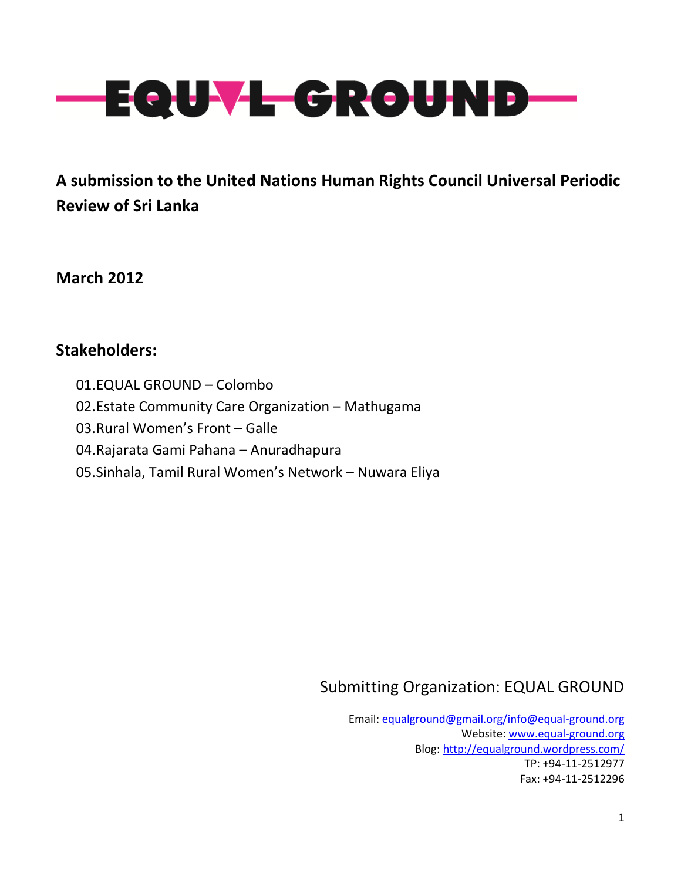# EQUAL GROUND

**A submission to the United Nations Human Rights Council Universal Periodic Review of Sri Lanka**

**March 2012**

## Stakeholders:

01. EQUAL GROUND – Colombo
02. Estate Community Care Organization – Mathugama
03. Rural Women's Front – Galle
04. Rajarata Gami Pahana – Anuradhapura
05. Sinhala, Tamil Rural Women's Network – Nuwara Eliya

Submitting Organization: EQUAL GROUND

Email: equalground@gmail.org/info@equal-ground.org
Website: www.equal-ground.org
Blog: http://equalground.wordpress.com/
TP: +94-11-2512977
Fax: +94-11-2512296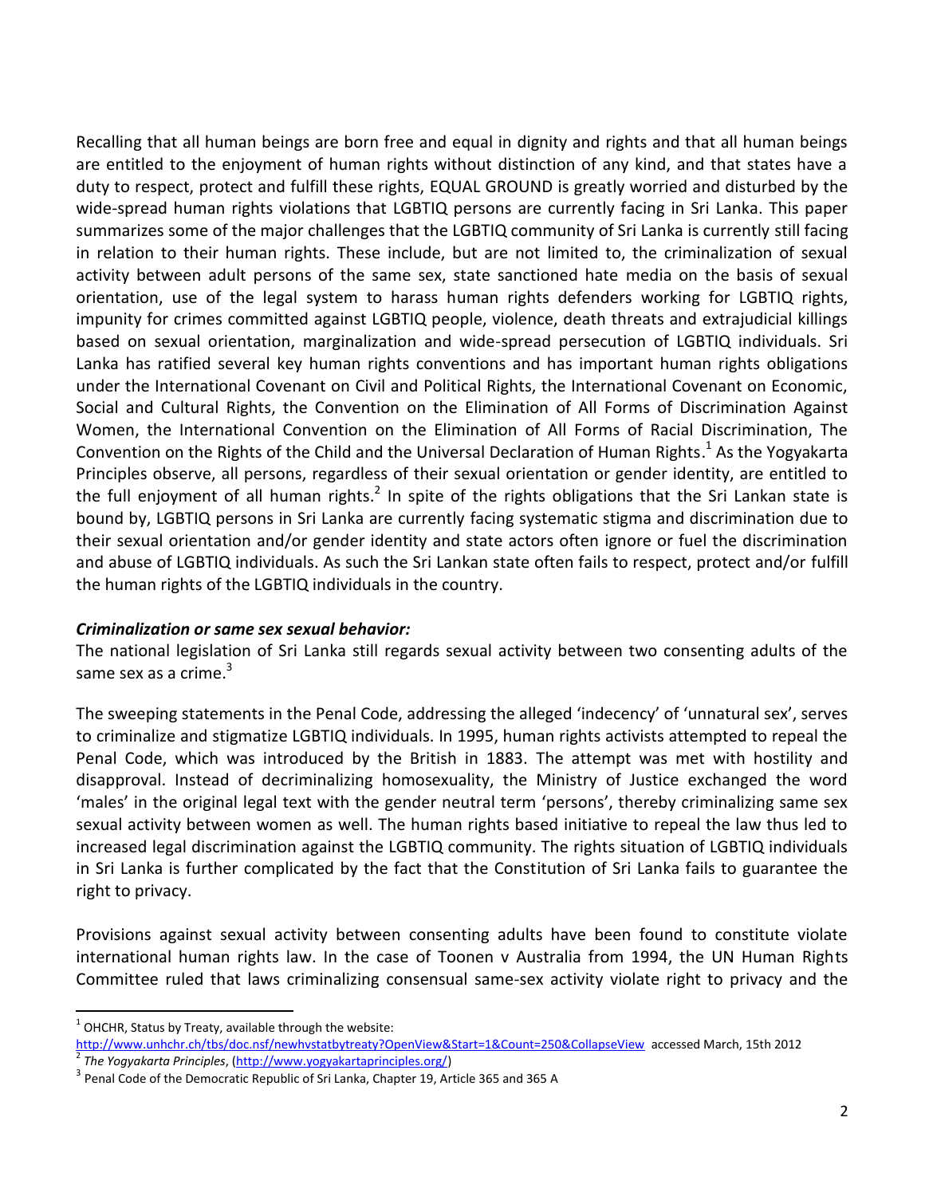Recalling that all human beings are born free and equal in dignity and rights and that all human beings are entitled to the enjoyment of human rights without distinction of any kind, and that states have a duty to respect, protect and fulfill these rights, EQUAL GROUND is greatly worried and disturbed by the wide-spread human rights violations that LGBTIQ persons are currently facing in Sri Lanka. This paper summarizes some of the major challenges that the LGBTIQ community of Sri Lanka is currently still facing in relation to their human rights. These include, but are not limited to, the criminalization of sexual activity between adult persons of the same sex, state sanctioned hate media on the basis of sexual orientation, use of the legal system to harass human rights defenders working for LGBTIQ rights, impunity for crimes committed against LGBTIQ people, violence, death threats and extrajudicial killings based on sexual orientation, marginalization and wide-spread persecution of LGBTIQ individuals. Sri Lanka has ratified several key human rights conventions and has important human rights obligations under the International Covenant on Civil and Political Rights, the International Covenant on Economic, Social and Cultural Rights, the Convention on the Elimination of All Forms of Discrimination Against Women, the International Convention on the Elimination of All Forms of Racial Discrimination, The Convention on the Rights of the Child and the Universal Declaration of Human Rights.[1] As the Yogyakarta Principles observe, all persons, regardless of their sexual orientation or gender identity, are entitled to the full enjoyment of all human rights.[2] In spite of the rights obligations that the Sri Lankan state is bound by, LGBTIQ persons in Sri Lanka are currently facing systematic stigma and discrimination due to their sexual orientation and/or gender identity and state actors often ignore or fuel the discrimination and abuse of LGBTIQ individuals. As such the Sri Lankan state often fails to respect, protect and/or fulfill the human rights of the LGBTIQ individuals in the country.

***Criminalization or same sex sexual behavior:***

The national legislation of Sri Lanka still regards sexual activity between two consenting adults of the same sex as a crime.[3]

The sweeping statements in the Penal Code, addressing the alleged 'indecency' of 'unnatural sex', serves to criminalize and stigmatize LGBTIQ individuals. In 1995, human rights activists attempted to repeal the Penal Code, which was introduced by the British in 1883. The attempt was met with hostility and disapproval. Instead of decriminalizing homosexuality, the Ministry of Justice exchanged the word 'males' in the original legal text with the gender neutral term 'persons', thereby criminalizing same sex sexual activity between women as well. The human rights based initiative to repeal the law thus led to increased legal discrimination against the LGBTIQ community. The rights situation of LGBTIQ individuals in Sri Lanka is further complicated by the fact that the Constitution of Sri Lanka fails to guarantee the right to privacy.

Provisions against sexual activity between consenting adults have been found to constitute violate international human rights law. In the case of Toonen v Australia from 1994, the UN Human Rights Committee ruled that laws criminalizing consensual same-sex activity violate right to privacy and the

---

[1] OHCHR, Status by Treaty, available through the website: http://www.unhchr.ch/tbs/doc.nsf/newhvstatbytreaty?OpenView&Start=1&Count=250&CollapseView accessed March, 15th 2012

[2] *The Yogyakarta Principles*, (http://www.yogyakartaprinciples.org/)

[3] Penal Code of the Democratic Republic of Sri Lanka, Chapter 19, Article 365 and 365 A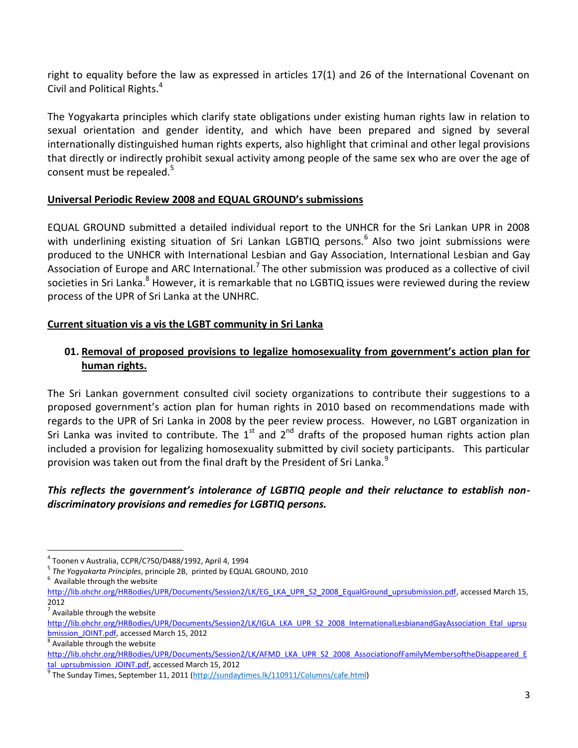right to equality before the law as expressed in articles 17(1) and 26 of the International Covenant on Civil and Political Rights.[4]

The Yogyakarta principles which clarify state obligations under existing human rights law in relation to sexual orientation and gender identity, and which have been prepared and signed by several internationally distinguished human rights experts, also highlight that criminal and other legal provisions that directly or indirectly prohibit sexual activity among people of the same sex who are over the age of consent must be repealed.[5]

## Universal Periodic Review 2008 and EQUAL GROUND's submissions

EQUAL GROUND submitted a detailed individual report to the UNHCR for the Sri Lankan UPR in 2008 with underlining existing situation of Sri Lankan LGBTIQ persons.[6] Also two joint submissions were produced to the UNHCR with International Lesbian and Gay Association, International Lesbian and Gay Association of Europe and ARC International.[7] The other submission was produced as a collective of civil societies in Sri Lanka.[8] However, it is remarkable that no LGBTIQ issues were reviewed during the review process of the UPR of Sri Lanka at the UNHRC.

## Current situation vis a vis the LGBT community in Sri Lanka

### 01. Removal of proposed provisions to legalize homosexuality from government's action plan for human rights.

The Sri Lankan government consulted civil society organizations to contribute their suggestions to a proposed government's action plan for human rights in 2010 based on recommendations made with regards to the UPR of Sri Lanka in 2008 by the peer review process. However, no LGBT organization in Sri Lanka was invited to contribute. The 1st and 2nd drafts of the proposed human rights action plan included a provision for legalizing homosexuality submitted by civil society participants. This particular provision was taken out from the final draft by the President of Sri Lanka.[9]

***This reflects the government's intolerance of LGBTIQ people and their reluctance to establish non-discriminatory provisions and remedies for LGBTIQ persons.***

---

[4] Toonen v Australia, CCPR/C?50/D488/1992, April 4, 1994

[5] *The Yogyakarta Principles*, principle 2B, printed by EQUAL GROUND, 2010

[6] Available through the website http://lib.ohchr.org/HRBodies/UPR/Documents/Session2/LK/EG_LKA_UPR_S2_2008_EqualGround_uprsubmission.pdf, accessed March 15, 2012

[7] Available through the website http://lib.ohchr.org/HRBodies/UPR/Documents/Session2/LK/IGLA_LKA_UPR_S2_2008_InternationalLesbianandGayAssociation_Etal_uprsubmission_JOINT.pdf, accessed March 15, 2012

[8] Available through the website http://lib.ohchr.org/HRBodies/UPR/Documents/Session2/LK/AFMD_LKA_UPR_S2_2008_AssociationofFamilyMembersoftheDisappeared_Etal_uprsubmission_JOINT.pdf, accessed March 15, 2012

[9] The Sunday Times, September 11, 2011 (http://sundaytimes.lk/110911/Columns/cafe.html)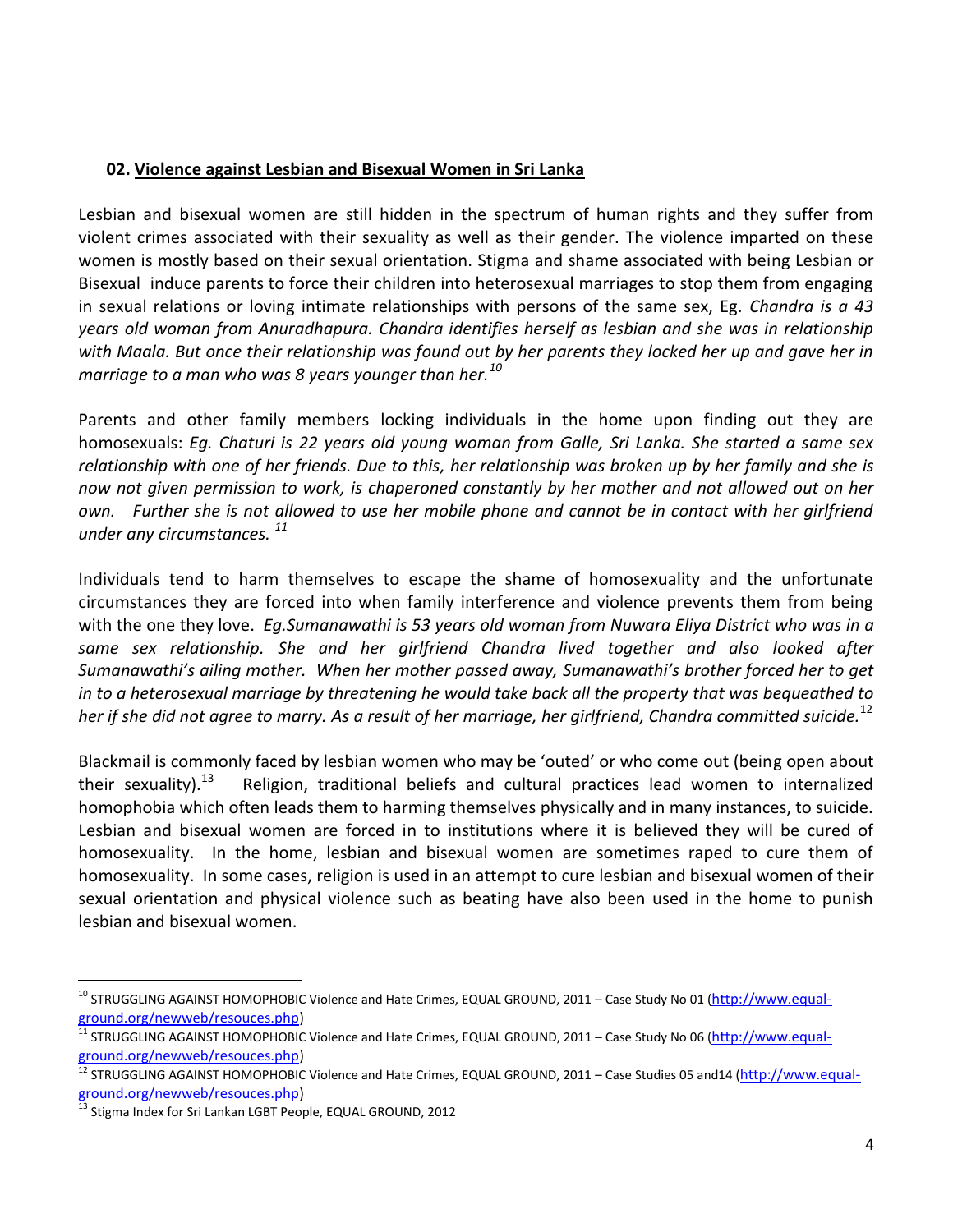## 02. Violence against Lesbian and Bisexual Women in Sri Lanka

Lesbian and bisexual women are still hidden in the spectrum of human rights and they suffer from violent crimes associated with their sexuality as well as their gender. The violence imparted on these women is mostly based on their sexual orientation. Stigma and shame associated with being Lesbian or Bisexual induce parents to force their children into heterosexual marriages to stop them from engaging in sexual relations or loving intimate relationships with persons of the same sex, Eg. *Chandra is a 43 years old woman from Anuradhapura. Chandra identifies herself as lesbian and she was in relationship with Maala. But once their relationship was found out by her parents they locked her up and gave her in marriage to a man who was 8 years younger than her.*[10]

Parents and other family members locking individuals in the home upon finding out they are homosexuals: *Eg. Chaturi is 22 years old young woman from Galle, Sri Lanka. She started a same sex relationship with one of her friends. Due to this, her relationship was broken up by her family and she is now not given permission to work, is chaperoned constantly by her mother and not allowed out on her own. Further she is not allowed to use her mobile phone and cannot be in contact with her girlfriend under any circumstances.*[11]

Individuals tend to harm themselves to escape the shame of homosexuality and the unfortunate circumstances they are forced into when family interference and violence prevents them from being with the one they love. *Eg.Sumanawathi is 53 years old woman from Nuwara Eliya District who was in a same sex relationship. She and her girlfriend Chandra lived together and also looked after Sumanawathi's ailing mother. When her mother passed away, Sumanawathi's brother forced her to get in to a heterosexual marriage by threatening he would take back all the property that was bequeathed to her if she did not agree to marry. As a result of her marriage, her girlfriend, Chandra committed suicide.*[12]

Blackmail is commonly faced by lesbian women who may be 'outed' or who come out (being open about their sexuality).[13] Religion, traditional beliefs and cultural practices lead women to internalized homophobia which often leads them to harming themselves physically and in many instances, to suicide. Lesbian and bisexual women are forced in to institutions where it is believed they will be cured of homosexuality. In the home, lesbian and bisexual women are sometimes raped to cure them of homosexuality. In some cases, religion is used in an attempt to cure lesbian and bisexual women of their sexual orientation and physical violence such as beating have also been used in the home to punish lesbian and bisexual women.

---

[10] STRUGGLING AGAINST HOMOPHOBIC Violence and Hate Crimes, EQUAL GROUND, 2011 – Case Study No 01 (http://www.equal-ground.org/newweb/resouces.php)

[11] STRUGGLING AGAINST HOMOPHOBIC Violence and Hate Crimes, EQUAL GROUND, 2011 – Case Study No 06 (http://www.equal-ground.org/newweb/resouces.php)

[12] STRUGGLING AGAINST HOMOPHOBIC Violence and Hate Crimes, EQUAL GROUND, 2011 – Case Studies 05 and14 (http://www.equal-ground.org/newweb/resouces.php)

[13] Stigma Index for Sri Lankan LGBT People, EQUAL GROUND, 2012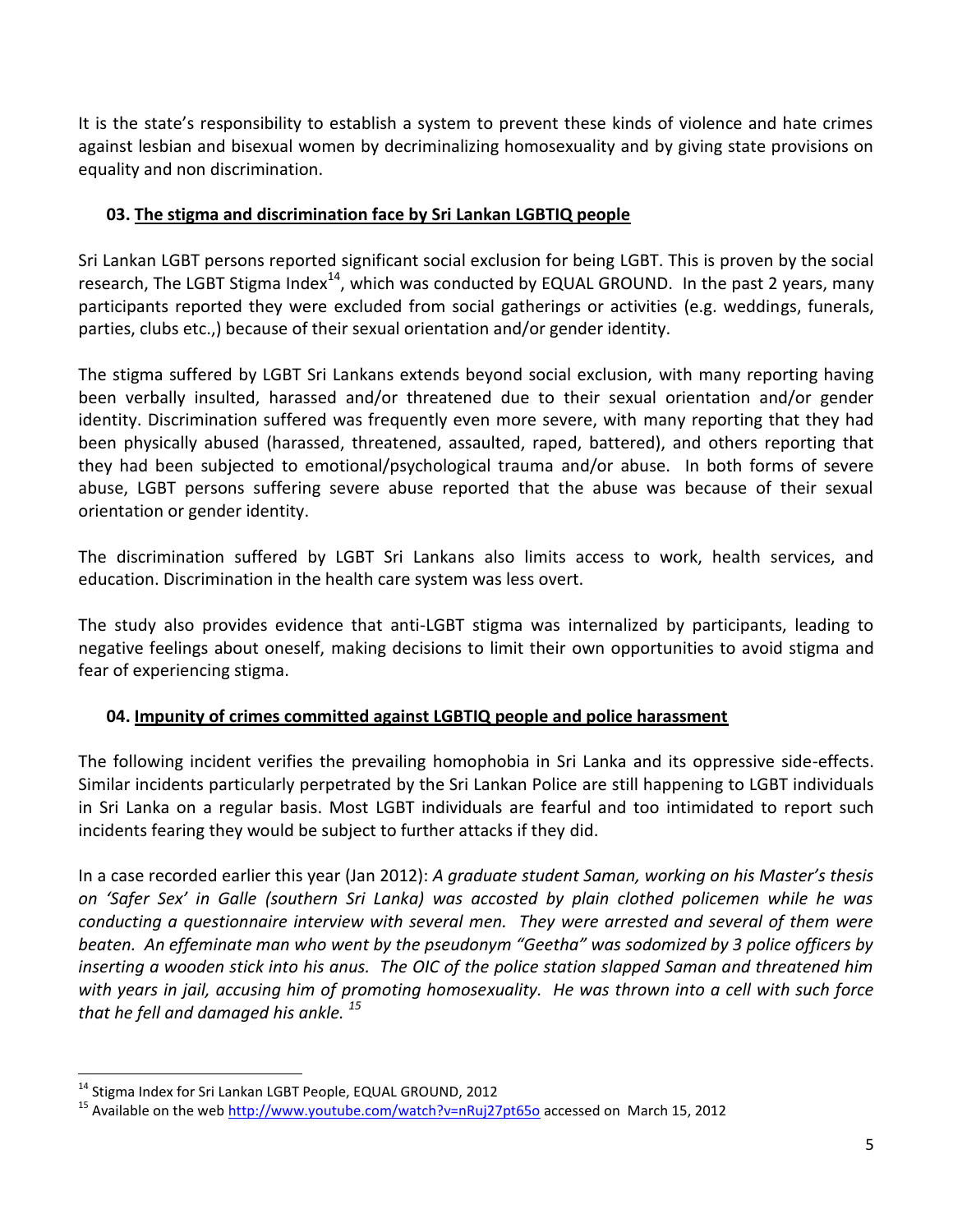It is the state's responsibility to establish a system to prevent these kinds of violence and hate crimes against lesbian and bisexual women by decriminalizing homosexuality and by giving state provisions on equality and non discrimination.

## 03. The stigma and discrimination face by Sri Lankan LGBTIQ people

Sri Lankan LGBT persons reported significant social exclusion for being LGBT. This is proven by the social research, The LGBT Stigma Index[14], which was conducted by EQUAL GROUND. In the past 2 years, many participants reported they were excluded from social gatherings or activities (e.g. weddings, funerals, parties, clubs etc.,) because of their sexual orientation and/or gender identity.

The stigma suffered by LGBT Sri Lankans extends beyond social exclusion, with many reporting having been verbally insulted, harassed and/or threatened due to their sexual orientation and/or gender identity. Discrimination suffered was frequently even more severe, with many reporting that they had been physically abused (harassed, threatened, assaulted, raped, battered), and others reporting that they had been subjected to emotional/psychological trauma and/or abuse. In both forms of severe abuse, LGBT persons suffering severe abuse reported that the abuse was because of their sexual orientation or gender identity.

The discrimination suffered by LGBT Sri Lankans also limits access to work, health services, and education. Discrimination in the health care system was less overt.

The study also provides evidence that anti-LGBT stigma was internalized by participants, leading to negative feelings about oneself, making decisions to limit their own opportunities to avoid stigma and fear of experiencing stigma.

## 04. Impunity of crimes committed against LGBTIQ people and police harassment

The following incident verifies the prevailing homophobia in Sri Lanka and its oppressive side-effects. Similar incidents particularly perpetrated by the Sri Lankan Police are still happening to LGBT individuals in Sri Lanka on a regular basis. Most LGBT individuals are fearful and too intimidated to report such incidents fearing they would be subject to further attacks if they did.

In a case recorded earlier this year (Jan 2012): *A graduate student Saman, working on his Master's thesis on 'Safer Sex' in Galle (southern Sri Lanka) was accosted by plain clothed policemen while he was conducting a questionnaire interview with several men. They were arrested and several of them were beaten. An effeminate man who went by the pseudonym "Geetha" was sodomized by 3 police officers by inserting a wooden stick into his anus. The OIC of the police station slapped Saman and threatened him with years in jail, accusing him of promoting homosexuality. He was thrown into a cell with such force that he fell and damaged his ankle.* [15]

---

[14] Stigma Index for Sri Lankan LGBT People, EQUAL GROUND, 2012

[15] Available on the web http://www.youtube.com/watch?v=nRuj27pt65o accessed on March 15, 2012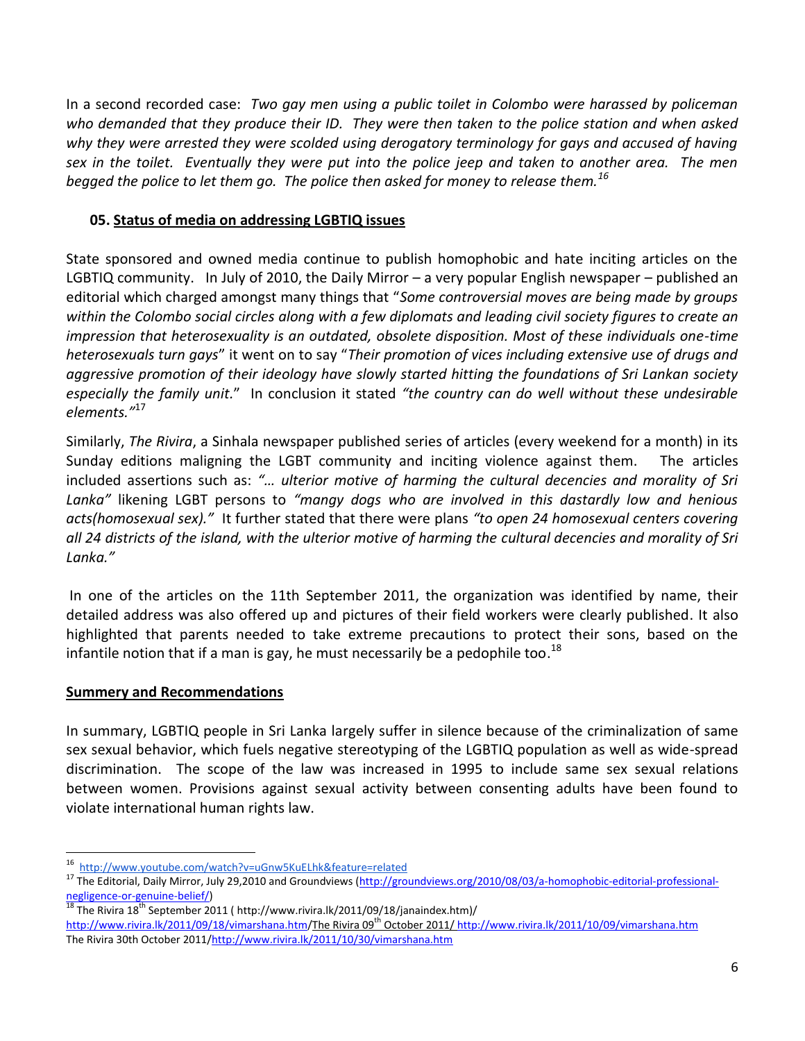In a second recorded case: *Two gay men using a public toilet in Colombo were harassed by policeman who demanded that they produce their ID. They were then taken to the police station and when asked why they were arrested they were scolded using derogatory terminology for gays and accused of having sex in the toilet. Eventually they were put into the police jeep and taken to another area. The men begged the police to let them go. The police then asked for money to release them.*[16]

## 05. Status of media on addressing LGBTIQ issues

State sponsored and owned media continue to publish homophobic and hate inciting articles on the LGBTIQ community. In July of 2010, the Daily Mirror – a very popular English newspaper – published an editorial which charged amongst many things that "*Some controversial moves are being made by groups within the Colombo social circles along with a few diplomats and leading civil society figures to create an impression that heterosexuality is an outdated, obsolete disposition. Most of these individuals one-time heterosexuals turn gays*" it went on to say "*Their promotion of vices including extensive use of drugs and aggressive promotion of their ideology have slowly started hitting the foundations of Sri Lankan society especially the family unit.*" In conclusion it stated *"the country can do well without these undesirable elements."*[17]

Similarly, *The Rivira*, a Sinhala newspaper published series of articles (every weekend for a month) in its Sunday editions maligning the LGBT community and inciting violence against them. The articles included assertions such as: *"… ulterior motive of harming the cultural decencies and morality of Sri Lanka"* likening LGBT persons to *"mangy dogs who are involved in this dastardly low and henious acts(homosexual sex)."* It further stated that there were plans *"to open 24 homosexual centers covering all 24 districts of the island, with the ulterior motive of harming the cultural decencies and morality of Sri Lanka."*

In one of the articles on the 11th September 2011, the organization was identified by name, their detailed address was also offered up and pictures of their field workers were clearly published. It also highlighted that parents needed to take extreme precautions to protect their sons, based on the infantile notion that if a man is gay, he must necessarily be a pedophile too.[18]

## Summery and Recommendations

In summary, LGBTIQ people in Sri Lanka largely suffer in silence because of the criminalization of same sex sexual behavior, which fuels negative stereotyping of the LGBTIQ population as well as wide-spread discrimination. The scope of the law was increased in 1995 to include same sex sexual relations between women. Provisions against sexual activity between consenting adults have been found to violate international human rights law.

---

[16] http://www.youtube.com/watch?v=uGnw5KuELhk&feature=related

[17] The Editorial, Daily Mirror, July 29,2010 and Groundviews (http://groundviews.org/2010/08/03/a-homophobic-editorial-professional-negligence-or-genuine-belief/)

[18] The Rivira 18th September 2011 ( http://www.rivira.lk/2011/09/18/janaindex.htm)/ http://www.rivira.lk/2011/09/18/vimarshana.htm/The Rivira 09th October 2011/ http://www.rivira.lk/2011/10/09/vimarshana.htm The Rivira 30th October 2011/http://www.rivira.lk/2011/10/30/vimarshana.htm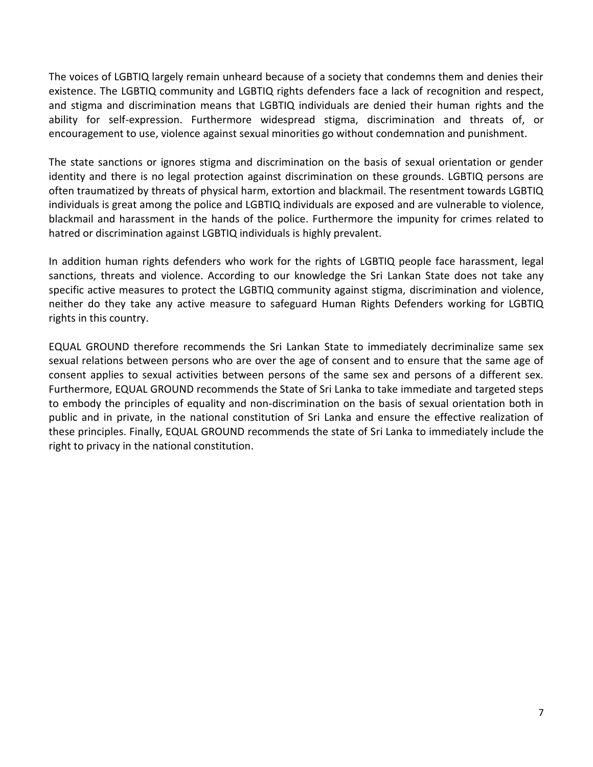The voices of LGBTIQ largely remain unheard because of a society that condemns them and denies their existence. The LGBTIQ community and LGBTIQ rights defenders face a lack of recognition and respect, and stigma and discrimination means that LGBTIQ individuals are denied their human rights and the ability for self-expression. Furthermore widespread stigma, discrimination and threats of, or encouragement to use, violence against sexual minorities go without condemnation and punishment.

The state sanctions or ignores stigma and discrimination on the basis of sexual orientation or gender identity and there is no legal protection against discrimination on these grounds. LGBTIQ persons are often traumatized by threats of physical harm, extortion and blackmail. The resentment towards LGBTIQ individuals is great among the police and LGBTIQ individuals are exposed and are vulnerable to violence, blackmail and harassment in the hands of the police. Furthermore the impunity for crimes related to hatred or discrimination against LGBTIQ individuals is highly prevalent.

In addition human rights defenders who work for the rights of LGBTIQ people face harassment, legal sanctions, threats and violence. According to our knowledge the Sri Lankan State does not take any specific active measures to protect the LGBTIQ community against stigma, discrimination and violence, neither do they take any active measure to safeguard Human Rights Defenders working for LGBTIQ rights in this country.

EQUAL GROUND therefore recommends the Sri Lankan State to immediately decriminalize same sex sexual relations between persons who are over the age of consent and to ensure that the same age of consent applies to sexual activities between persons of the same sex and persons of a different sex. Furthermore, EQUAL GROUND recommends the State of Sri Lanka to take immediate and targeted steps to embody the principles of equality and non-discrimination on the basis of sexual orientation both in public and in private, in the national constitution of Sri Lanka and ensure the effective realization of these principles. Finally, EQUAL GROUND recommends the state of Sri Lanka to immediately include the right to privacy in the national constitution.